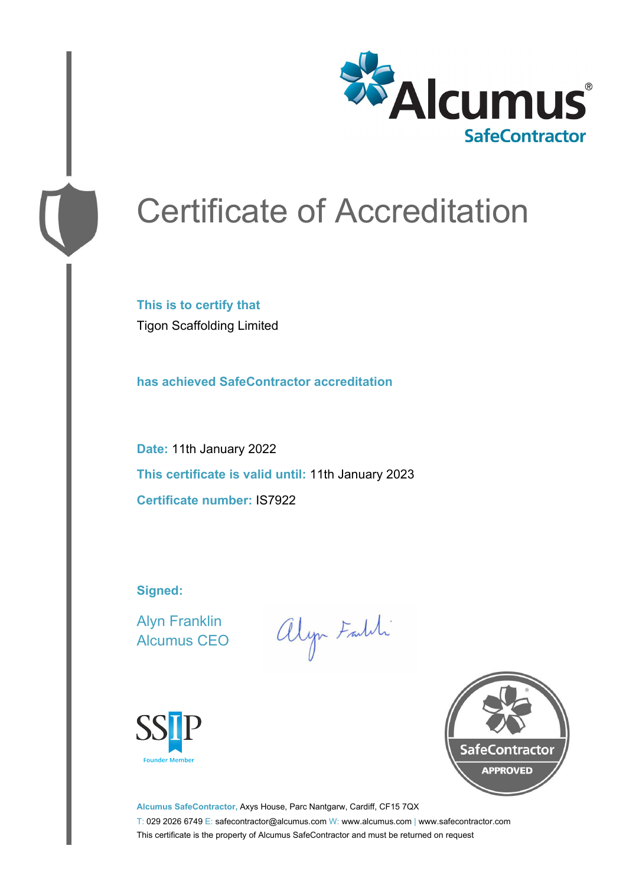Alcumus®
SafeContractor

# Certificate of Accreditation

**This is to certify that**

Tigon Scaffolding Limited

**has achieved SafeContractor accreditation**

**Date:** 11th January 2022

**This certificate is valid until:** 11th January 2023

**Certificate number:** IS7922

**Signed:**

Alyn Franklin
Alcumus CEO

SSIP
Founder Member

SafeContractor
APPROVED

**Alcumus SafeContractor,** Axys House, Parc Nantgarw, Cardiff, CF15 7QX

T: 029 2026 6749 E: safecontractor@alcumus.com W: www.alcumus.com | www.safecontractor.com

This certificate is the property of Alcumus SafeContractor and must be returned on request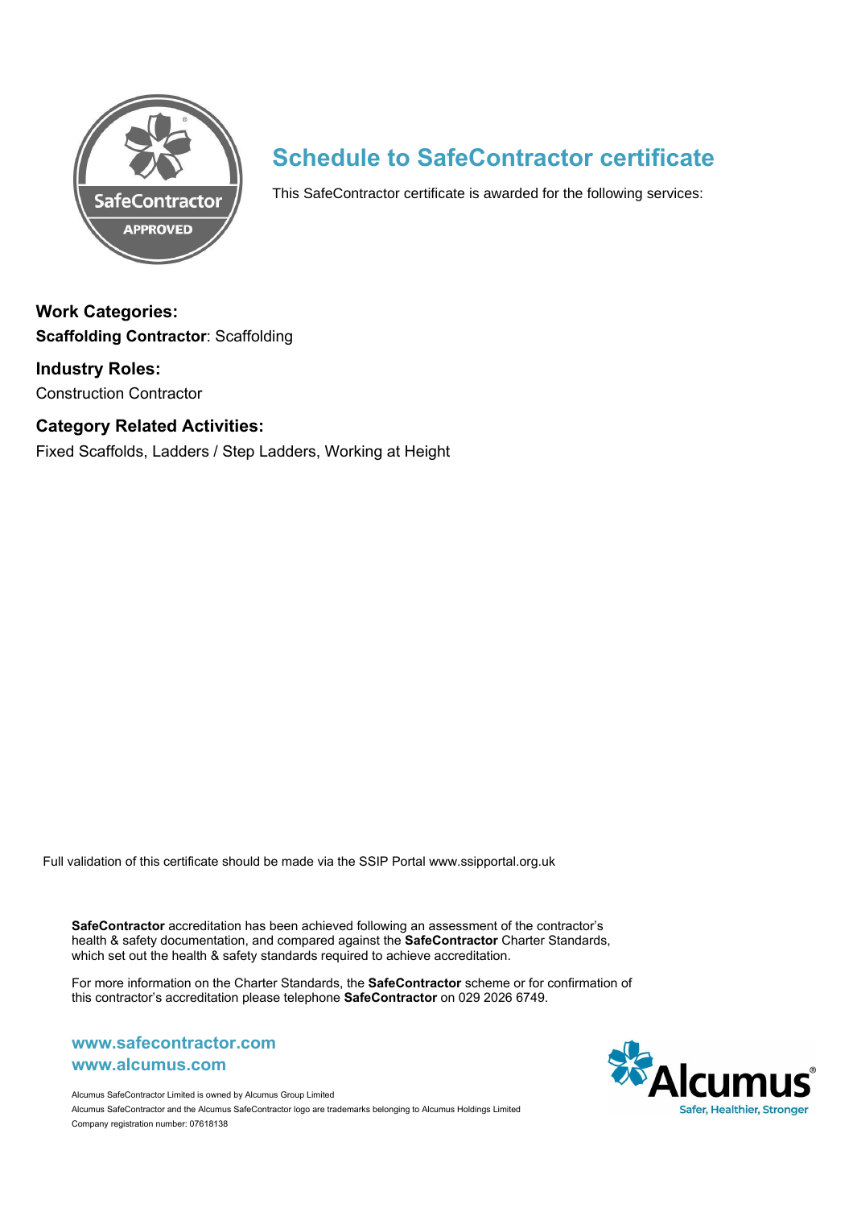# Schedule to SafeContractor certificate

This SafeContractor certificate is awarded for the following services:

### Work Categories:

**Scaffolding Contractor**: Scaffolding

### Industry Roles:

Construction Contractor

### Category Related Activities:

Fixed Scaffolds, Ladders / Step Ladders, Working at Height

Full validation of this certificate should be made via the SSIP Portal www.ssipportal.org.uk

**SafeContractor** accreditation has been achieved following an assessment of the contractor's health & safety documentation, and compared against the **SafeContractor** Charter Standards, which set out the health & safety standards required to achieve accreditation.

For more information on the Charter Standards, the **SafeContractor** scheme or for confirmation of this contractor's accreditation please telephone **SafeContractor** on 029 2026 6749.

**www.safecontractor.com**
**www.alcumus.com**

Alcumus SafeContractor Limited is owned by Alcumus Group Limited
Alcumus SafeContractor and the Alcumus SafeContractor logo are trademarks belonging to Alcumus Holdings Limited
Company registration number: 07618138

Alcumus®
Safer, Healthier, Stronger